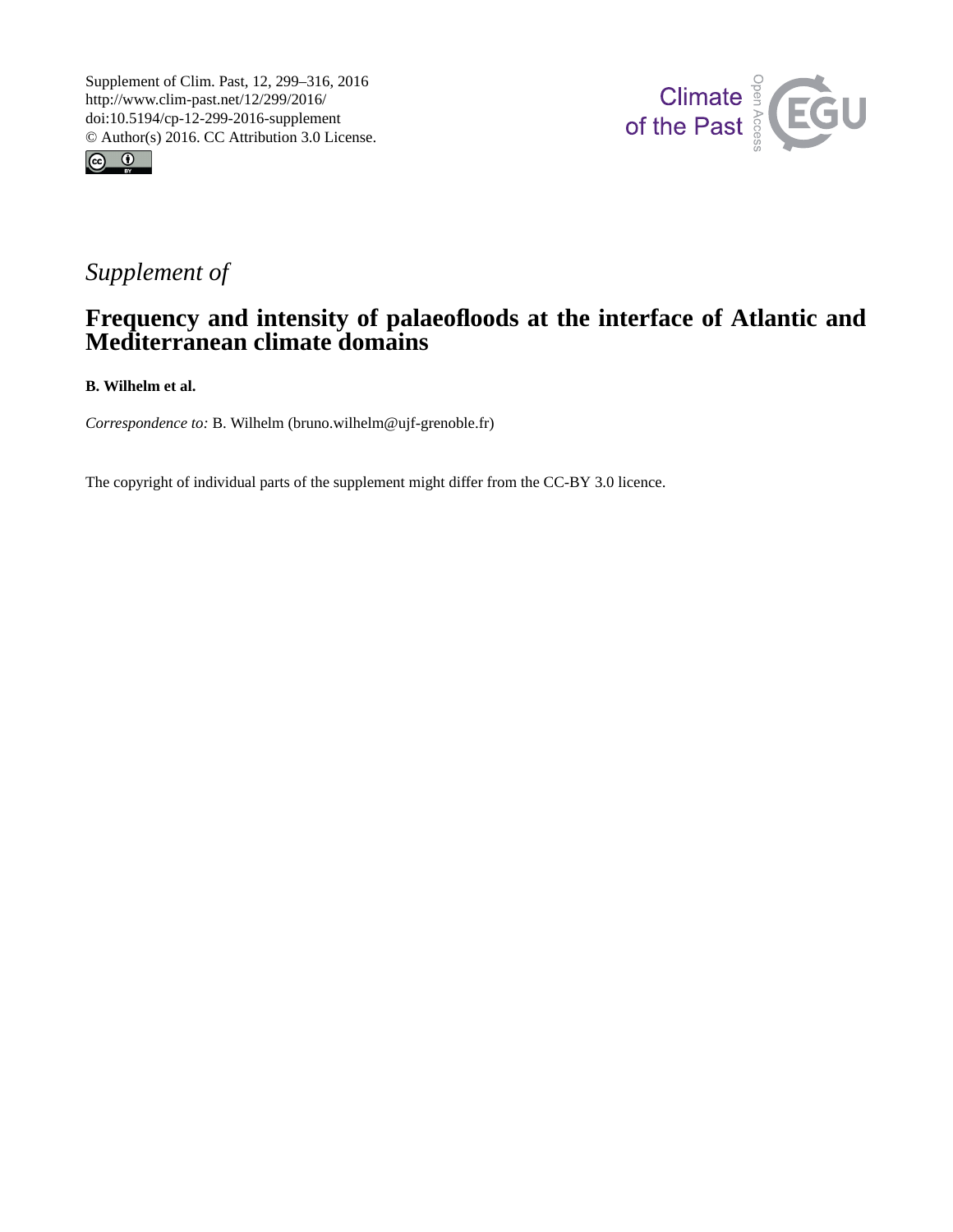Supplement of Clim. Past, 12, 299–316, 2016
http://www.clim-past.net/12/299/2016/
doi:10.5194/cp-12-299-2016-supplement
© Author(s) 2016. CC Attribution 3.0 License.

*Supplement of*

# Frequency and intensity of palaeofloods at the interface of Atlantic and Mediterranean climate domains

**B. Wilhelm et al.**

*Correspondence to:* B. Wilhelm (bruno.wilhelm@ujf-grenoble.fr)

The copyright of individual parts of the supplement might differ from the CC-BY 3.0 licence.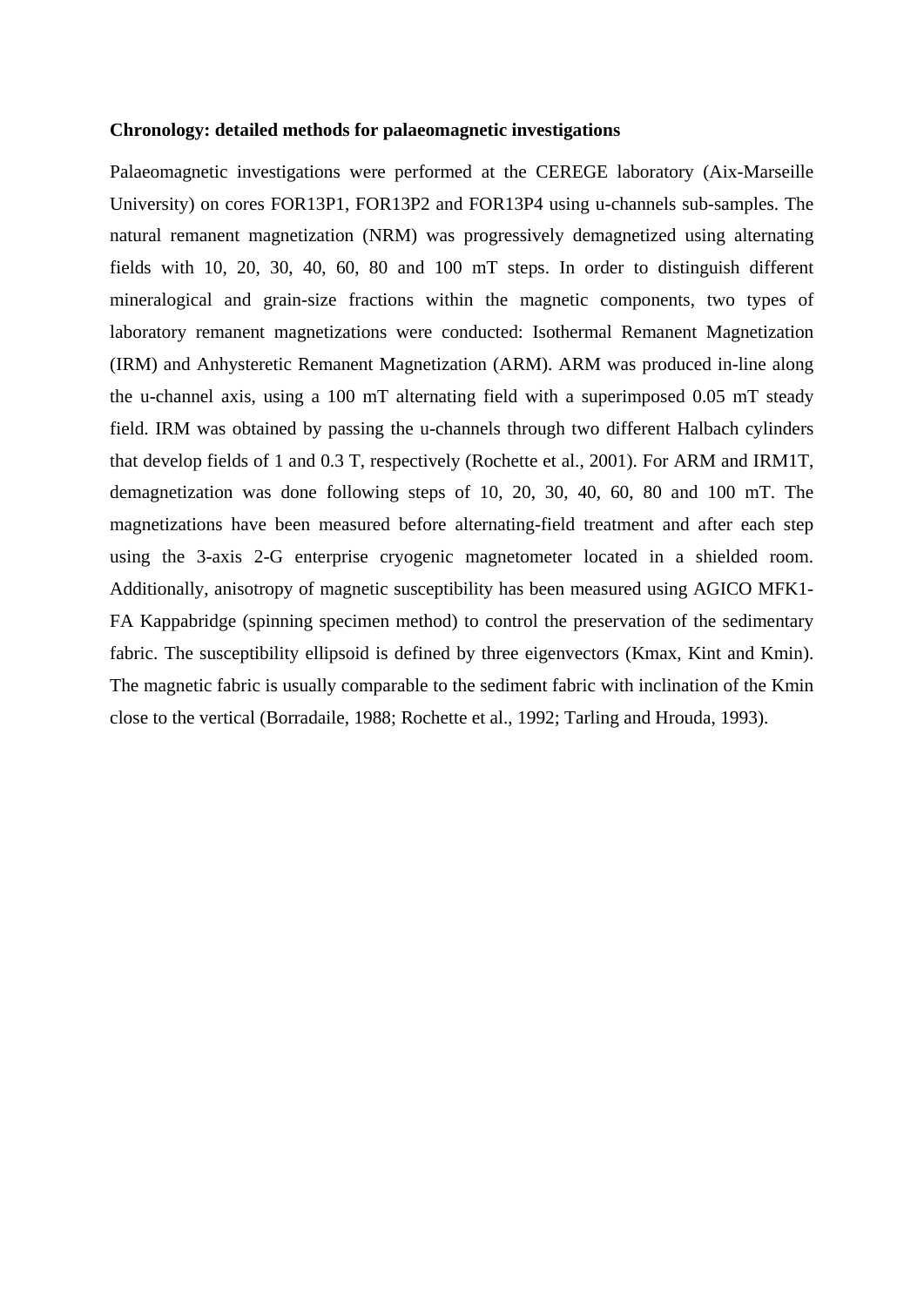**Chronology: detailed methods for palaeomagnetic investigations**

Palaeomagnetic investigations were performed at the CEREGE laboratory (Aix-Marseille University) on cores FOR13P1, FOR13P2 and FOR13P4 using u-channels sub-samples. The natural remanent magnetization (NRM) was progressively demagnetized using alternating fields with 10, 20, 30, 40, 60, 80 and 100 mT steps. In order to distinguish different mineralogical and grain-size fractions within the magnetic components, two types of laboratory remanent magnetizations were conducted: Isothermal Remanent Magnetization (IRM) and Anhysteretic Remanent Magnetization (ARM). ARM was produced in-line along the u-channel axis, using a 100 mT alternating field with a superimposed 0.05 mT steady field. IRM was obtained by passing the u-channels through two different Halbach cylinders that develop fields of 1 and 0.3 T, respectively (Rochette et al., 2001). For ARM and IRM1T, demagnetization was done following steps of 10, 20, 30, 40, 60, 80 and 100 mT. The magnetizations have been measured before alternating-field treatment and after each step using the 3-axis 2-G enterprise cryogenic magnetometer located in a shielded room. Additionally, anisotropy of magnetic susceptibility has been measured using AGICO MFK1-FA Kappabridge (spinning specimen method) to control the preservation of the sedimentary fabric. The susceptibility ellipsoid is defined by three eigenvectors (Kmax, Kint and Kmin). The magnetic fabric is usually comparable to the sediment fabric with inclination of the Kmin close to the vertical (Borradaile, 1988; Rochette et al., 1992; Tarling and Hrouda, 1993).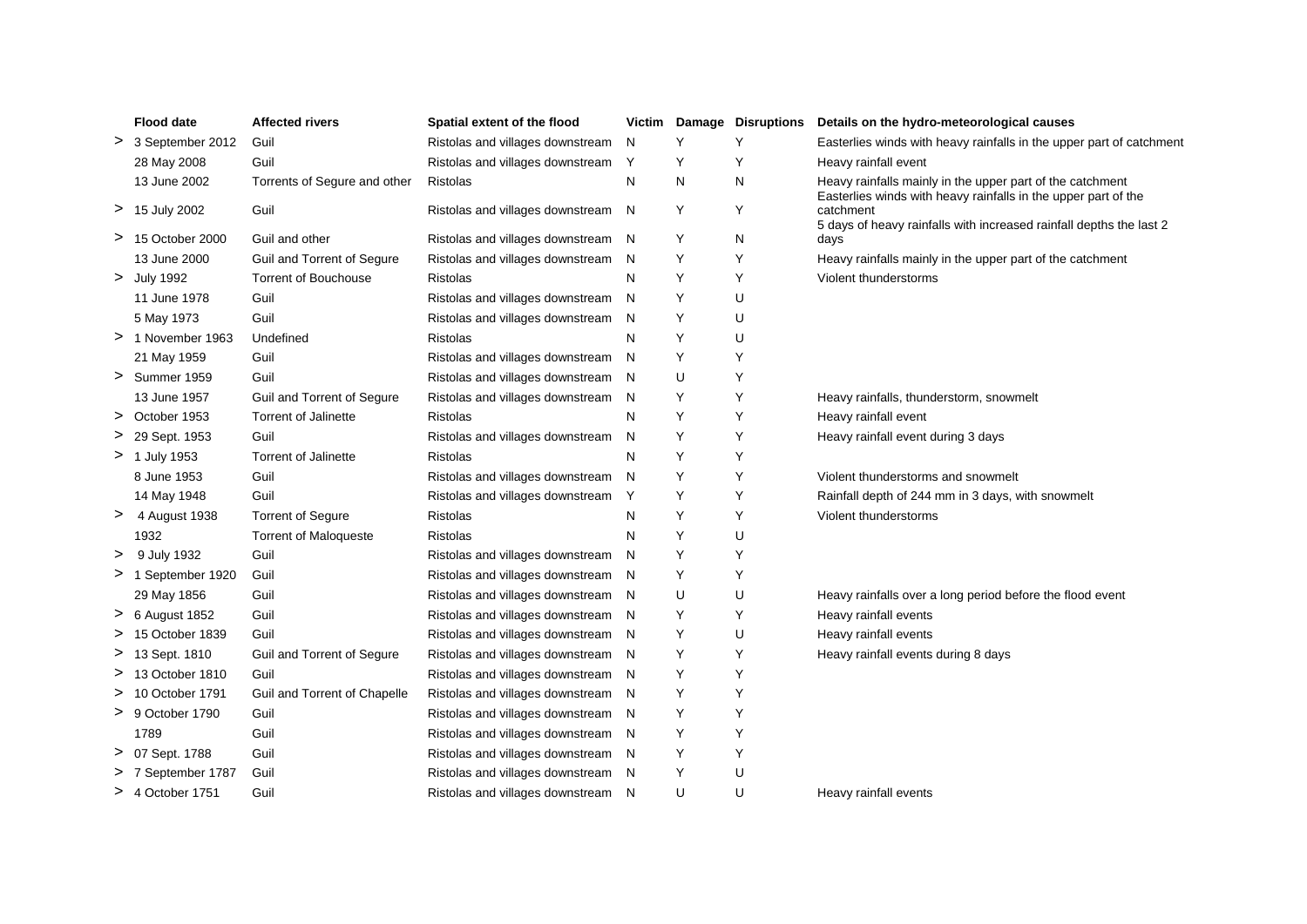|   | Flood date | Affected rivers | Spatial extent of the flood | Victim | Damage | Disruptions | Details on the hydro-meteorological causes |
|---|---|---|---|---|---|---|---|
| > | 3 September 2012 | Guil | Ristolas and villages downstream | N | Y | Y | Easterlies winds with heavy rainfalls in the upper part of catchment |
|   | 28 May 2008 | Guil | Ristolas and villages downstream | Y | Y | Y | Heavy rainfall event |
|   | 13 June 2002 | Torrents of Segure and other | Ristolas | N | N | N | Heavy rainfall mainly in the upper part of the catchment |
| > | 15 July 2002 | Guil | Ristolas and villages downstream | N | Y | Y | Easterlies winds with heavy rainfalls in the upper part of the catchment |
| > | 15 October 2000 | Guil and other | Ristolas and villages downstream | N | Y | N | 5 days of heavy rainfalls with increased rainfall depths the last 2 days |
|   | 13 June 2000 | Guil and Torrent of Segure | Ristolas and villages downstream | N | Y | Y | Heavy rainfalls mainly in the upper part of the catchment |
| > | July 1992 | Torrent of Bouchouse | Ristolas | N | Y | Y | Violent thunderstorms |
|   | 11 June 1978 | Guil | Ristolas and villages downstream | N | Y | U | |
|   | 5 May 1973 | Guil | Ristolas and villages downstream | N | Y | U | |
| > | 1 November 1963 | Undefined | Ristolas | N | Y | U | |
|   | 21 May 1959 | Guil | Ristolas and villages downstream | N | Y | Y | |
| > | Summer 1959 | Guil | Ristolas and villages downstream | N | U | Y | |
|   | 13 June 1957 | Guil and Torrent of Segure | Ristolas and villages downstream | N | Y | Y | Heavy rainfalls, thunderstorm, snowmelt |
| > | October 1953 | Torrent of Jalinette | Ristolas | N | Y | Y | Heavy rainfall event |
| > | 29 Sept. 1953 | Guil | Ristolas and villages downstream | N | Y | Y | Heavy rainfall event during 3 days |
| > | 1 July 1953 | Torrent of Jalinette | Ristolas | N | Y | Y | |
|   | 8 June 1953 | Guil | Ristolas and villages downstream | N | Y | Y | Violent thunderstorms and snowmelt |
|   | 14 May 1948 | Guil | Ristolas and villages downstream | Y | Y | Y | Rainfall depth of 244 mm in 3 days, with snowmelt |
| > | 4 August 1938 | Torrent of Segure | Ristolas | N | Y | Y | Violent thunderstorms |
|   | 1932 | Torrent of Maloqueste | Ristolas | N | Y | U | |
| > | 9 July 1932 | Guil | Ristolas and villages downstream | N | Y | Y | |
| > | 1 September 1920 | Guil | Ristolas and villages downstream | N | Y | Y | |
|   | 29 May 1856 | Guil | Ristolas and villages downstream | N | U | U | Heavy rainfalls over a long period before the flood event |
| > | 6 August 1852 | Guil | Ristolas and villages downstream | N | Y | Y | Heavy rainfall events |
| > | 15 October 1839 | Guil | Ristolas and villages downstream | N | Y | U | Heavy rainfall events |
| > | 13 Sept. 1810 | Guil and Torrent of Segure | Ristolas and villages downstream | N | Y | Y | Heavy rainfall events during 8 days |
| > | 13 October 1810 | Guil | Ristolas and villages downstream | N | Y | Y | |
| > | 10 October 1791 | Guil and Torrent of Chapelle | Ristolas and villages downstream | N | Y | Y | |
| > | 9 October 1790 | Guil | Ristolas and villages downstream | N | Y | Y | |
|   | 1789 | Guil | Ristolas and villages downstream | N | Y | Y | |
| > | 07 Sept. 1788 | Guil | Ristolas and villages downstream | N | Y | Y | |
| > | 7 September 1787 | Guil | Ristolas and villages downstream | N | Y | U | |
| > | 4 October 1751 | Guil | Ristolas and villages downstream | N | U | U | Heavy rainfall events |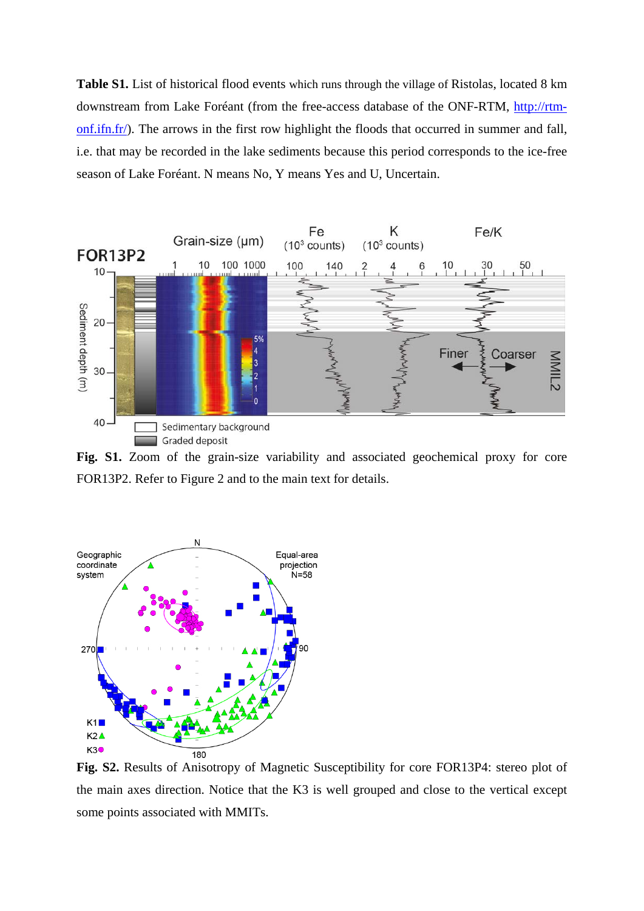**Table S1.** List of historical flood events which runs through the village of Ristolas, located 8 km downstream from Lake Foréant (from the free-access database of the ONF-RTM, http://rtm-onf.ifn.fr/). The arrows in the first row highlight the floods that occurred in summer and fall, i.e. that may be recorded in the lake sediments because this period corresponds to the ice-free season of Lake Foréant. N means No, Y means Yes and U, Uncertain.

**Fig. S1.** Zoom of the grain-size variability and associated geochemical proxy for core FOR13P2. Refer to Figure 2 and to the main text for details.

**Fig. S2.** Results of Anisotropy of Magnetic Susceptibility for core FOR13P4: stereo plot of the main axes direction. Notice that the K3 is well grouped and close to the vertical except some points associated with MMITs.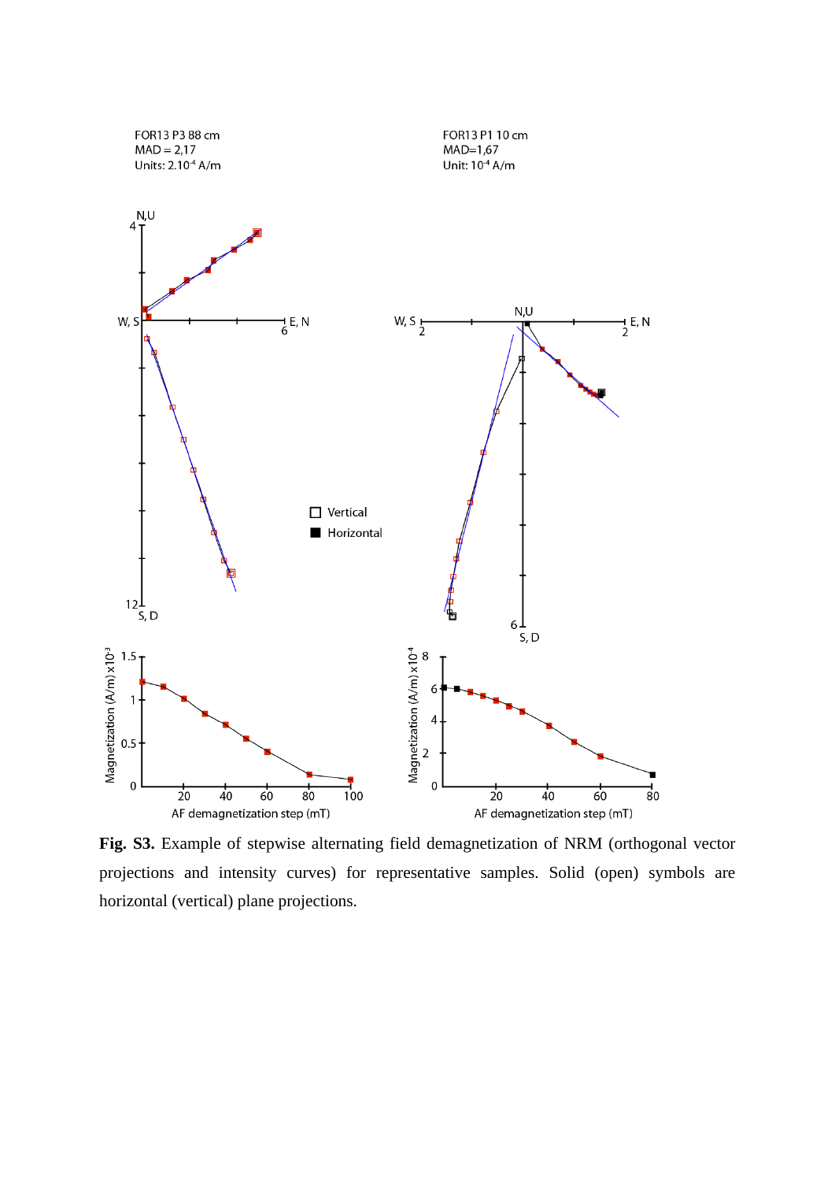**Fig. S3.** Example of stepwise alternating field demagnetization of NRM (orthogonal vector projections and intensity curves) for representative samples. Solid (open) symbols are horizontal (vertical) plane projections.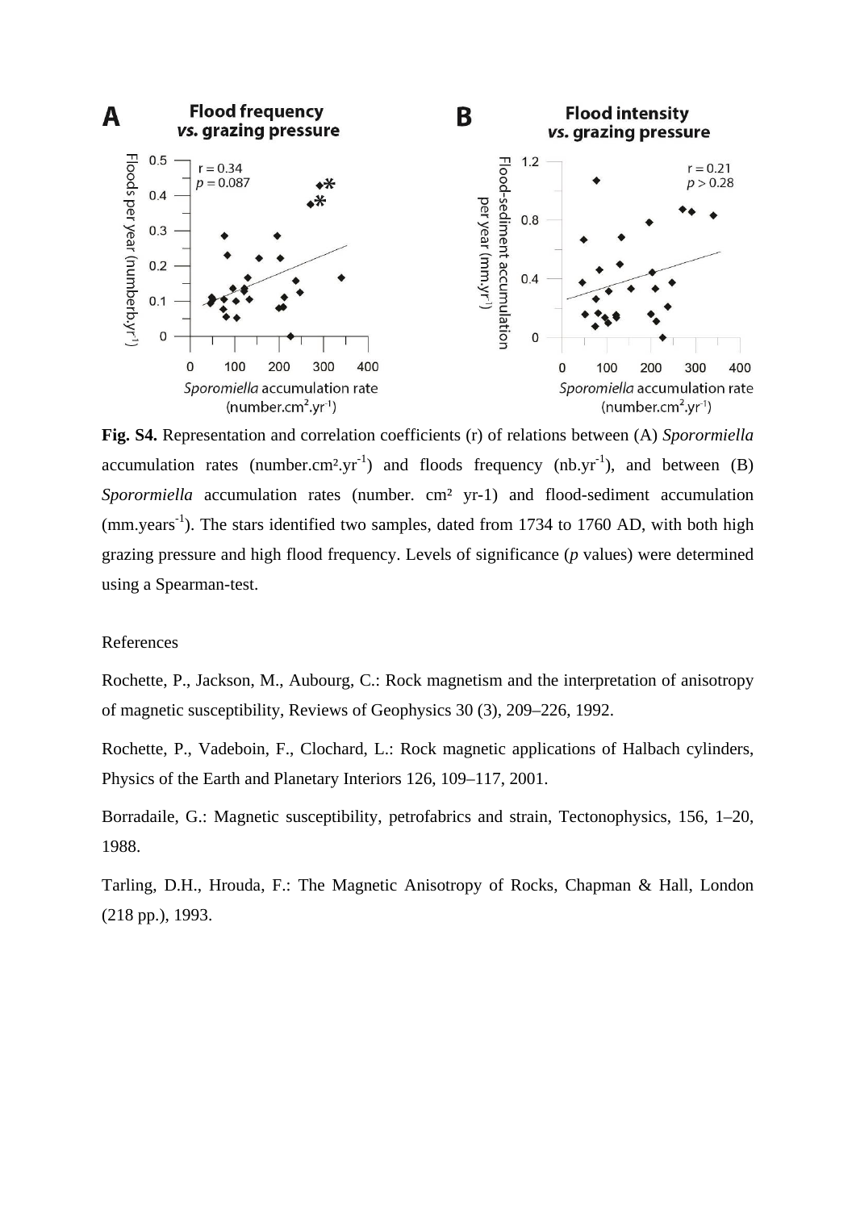A

**Flood frequency**
***vs.* grazing pressure**

r = 0.34
*p* = 0.087

Floods per year (numberb.yr$^{-1}$)

0.5
0.4
0.3
0.2
0.1
0

0 100 200 300 400

*Sporomiella* accumulation rate
(number.cm$^2$.yr$^{-1}$)

B

**Flood intensity**
***vs.* grazing pressure**

r = 0.21
*p* > 0.28

Flood-sediment accumulation per year (mm.yr$^{-1}$)

1.2
0.8
0.4
0

0 100 200 300 400

*Sporomiella* accumulation rate
(number.cm$^2$.yr$^{-1}$)

**Fig. S4.** Representation and correlation coefficients (r) of relations between (A) *Sporormiella* accumulation rates (number.cm².yr$^{-1}$) and floods frequency (nb.yr$^{-1}$), and between (B) *Sporormiella* accumulation rates (number. cm² yr-1) and flood-sediment accumulation (mm.years$^{-1}$). The stars identified two samples, dated from 1734 to 1760 AD, with both high grazing pressure and high flood frequency. Levels of significance (*p* values) were determined using a Spearman-test.

References

Rochette, P., Jackson, M., Aubourg, C.: Rock magnetism and the interpretation of anisotropy of magnetic susceptibility, Reviews of Geophysics 30 (3), 209–226, 1992.

Rochette, P., Vadeboin, F., Clochard, L.: Rock magnetic applications of Halbach cylinders, Physics of the Earth and Planetary Interiors 126, 109–117, 2001.

Borradaile, G.: Magnetic susceptibility, petrofabrics and strain, Tectonophysics, 156, 1–20, 1988.

Tarling, D.H., Hrouda, F.: The Magnetic Anisotropy of Rocks, Chapman & Hall, London (218 pp.), 1993.